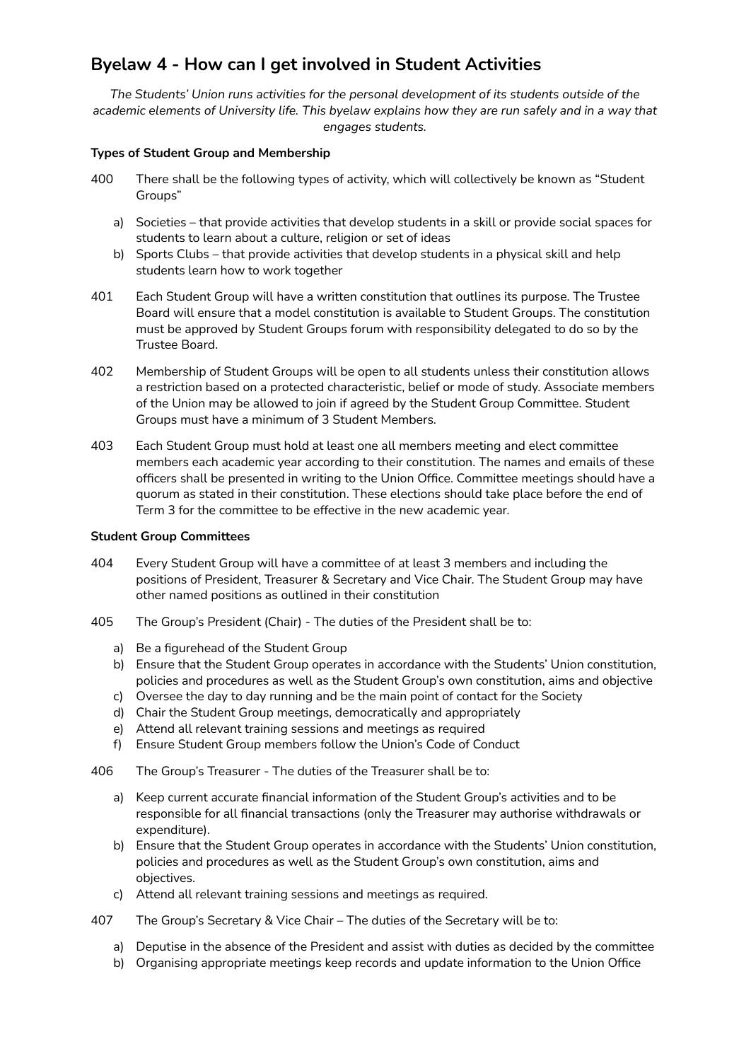# Byelaw 4 - How can I get involved in Student Activities

*The Students' Union runs activities for the personal development of its students outside of the academic elements of University life. This byelaw explains how they are run safely and in a way that engages students.*

**Types of Student Group and Membership**

400 There shall be the following types of activity, which will collectively be known as "Student Groups"

a) Societies – that provide activities that develop students in a skill or provide social spaces for students to learn about a culture, religion or set of ideas
b) Sports Clubs – that provide activities that develop students in a physical skill and help students learn how to work together

401 Each Student Group will have a written constitution that outlines its purpose. The Trustee Board will ensure that a model constitution is available to Student Groups. The constitution must be approved by Student Groups forum with responsibility delegated to do so by the Trustee Board.

402 Membership of Student Groups will be open to all students unless their constitution allows a restriction based on a protected characteristic, belief or mode of study. Associate members of the Union may be allowed to join if agreed by the Student Group Committee. Student Groups must have a minimum of 3 Student Members.

403 Each Student Group must hold at least one all members meeting and elect committee members each academic year according to their constitution. The names and emails of these officers shall be presented in writing to the Union Office. Committee meetings should have a quorum as stated in their constitution. These elections should take place before the end of Term 3 for the committee to be effective in the new academic year.

**Student Group Committees**

404 Every Student Group will have a committee of at least 3 members and including the positions of President, Treasurer & Secretary and Vice Chair. The Student Group may have other named positions as outlined in their constitution

405 The Group's President (Chair) - The duties of the President shall be to:

a) Be a figurehead of the Student Group
b) Ensure that the Student Group operates in accordance with the Students' Union constitution, policies and procedures as well as the Student Group's own constitution, aims and objective
c) Oversee the day to day running and be the main point of contact for the Society
d) Chair the Student Group meetings, democratically and appropriately
e) Attend all relevant training sessions and meetings as required
f) Ensure Student Group members follow the Union's Code of Conduct

406 The Group's Treasurer - The duties of the Treasurer shall be to:

a) Keep current accurate financial information of the Student Group's activities and to be responsible for all financial transactions (only the Treasurer may authorise withdrawals or expenditure).
b) Ensure that the Student Group operates in accordance with the Students' Union constitution, policies and procedures as well as the Student Group's own constitution, aims and objectives.
c) Attend all relevant training sessions and meetings as required.

407 The Group's Secretary & Vice Chair – The duties of the Secretary will be to:

a) Deputise in the absence of the President and assist with duties as decided by the committee
b) Organising appropriate meetings keep records and update information to the Union Office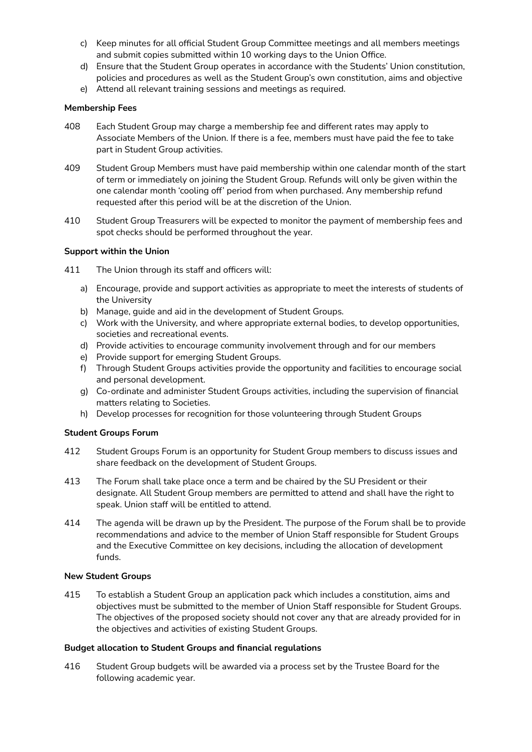c) Keep minutes for all official Student Group Committee meetings and all members meetings and submit copies submitted within 10 working days to the Union Office.
d) Ensure that the Student Group operates in accordance with the Students' Union constitution, policies and procedures as well as the Student Group's own constitution, aims and objective
e) Attend all relevant training sessions and meetings as required.

**Membership Fees**

408 Each Student Group may charge a membership fee and different rates may apply to Associate Members of the Union. If there is a fee, members must have paid the fee to take part in Student Group activities.

409 Student Group Members must have paid membership within one calendar month of the start of term or immediately on joining the Student Group. Refunds will only be given within the one calendar month 'cooling off' period from when purchased. Any membership refund requested after this period will be at the discretion of the Union.

410 Student Group Treasurers will be expected to monitor the payment of membership fees and spot checks should be performed throughout the year.

**Support within the Union**

411 The Union through its staff and officers will:

a) Encourage, provide and support activities as appropriate to meet the interests of students of the University
b) Manage, guide and aid in the development of Student Groups.
c) Work with the University, and where appropriate external bodies, to develop opportunities, societies and recreational events.
d) Provide activities to encourage community involvement through and for our members
e) Provide support for emerging Student Groups.
f) Through Student Groups activities provide the opportunity and facilities to encourage social and personal development.
g) Co-ordinate and administer Student Groups activities, including the supervision of financial matters relating to Societies.
h) Develop processes for recognition for those volunteering through Student Groups

**Student Groups Forum**

412 Student Groups Forum is an opportunity for Student Group members to discuss issues and share feedback on the development of Student Groups.

413 The Forum shall take place once a term and be chaired by the SU President or their designate. All Student Group members are permitted to attend and shall have the right to speak. Union staff will be entitled to attend.

414 The agenda will be drawn up by the President. The purpose of the Forum shall be to provide recommendations and advice to the member of Union Staff responsible for Student Groups and the Executive Committee on key decisions, including the allocation of development funds.

**New Student Groups**

415 To establish a Student Group an application pack which includes a constitution, aims and objectives must be submitted to the member of Union Staff responsible for Student Groups. The objectives of the proposed society should not cover any that are already provided for in the objectives and activities of existing Student Groups.

**Budget allocation to Student Groups and financial regulations**

416 Student Group budgets will be awarded via a process set by the Trustee Board for the following academic year.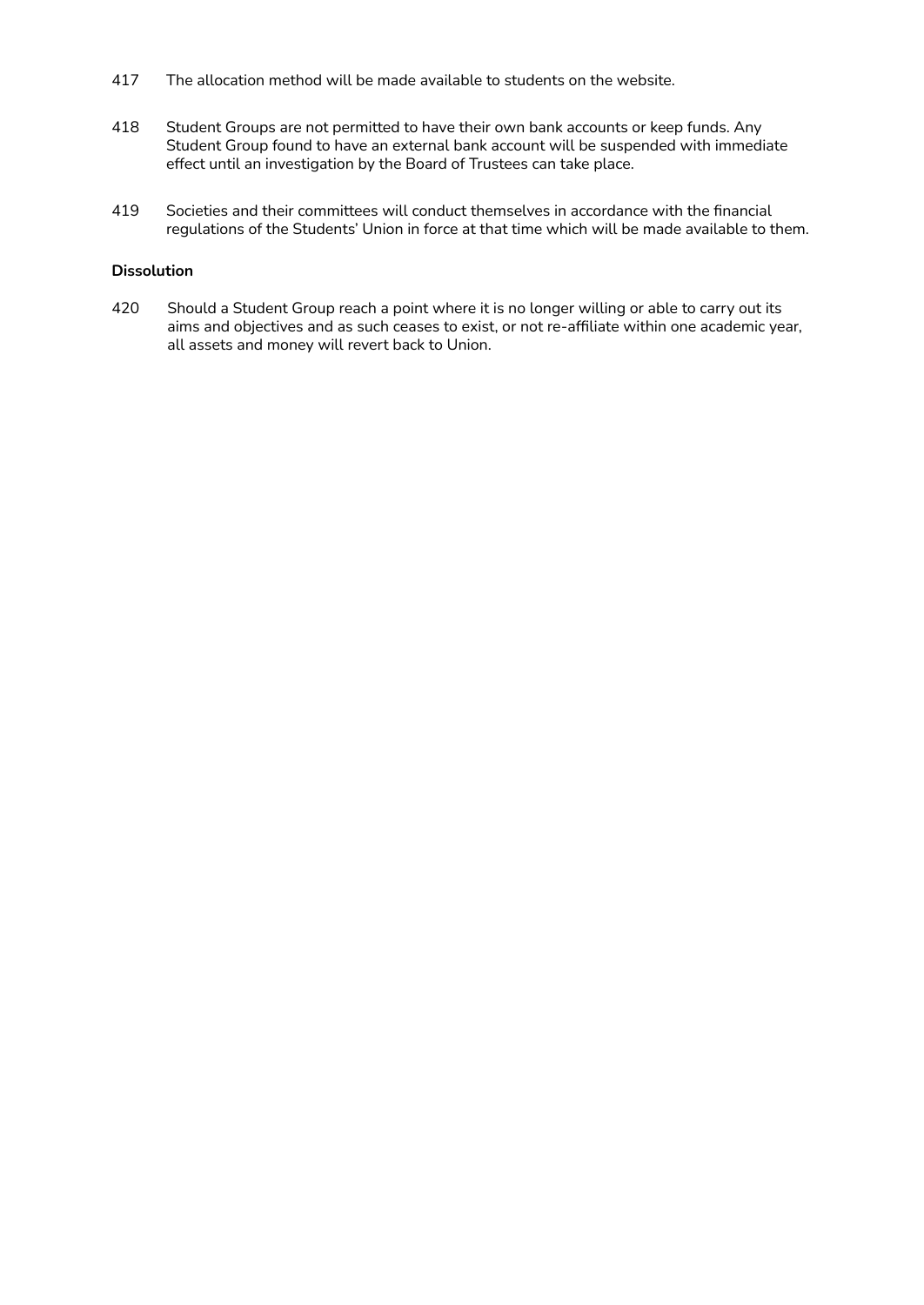417 The allocation method will be made available to students on the website.

418 Student Groups are not permitted to have their own bank accounts or keep funds. Any Student Group found to have an external bank account will be suspended with immediate effect until an investigation by the Board of Trustees can take place.

419 Societies and their committees will conduct themselves in accordance with the financial regulations of the Students' Union in force at that time which will be made available to them.

**Dissolution**

420 Should a Student Group reach a point where it is no longer willing or able to carry out its aims and objectives and as such ceases to exist, or not re-affiliate within one academic year, all assets and money will revert back to Union.